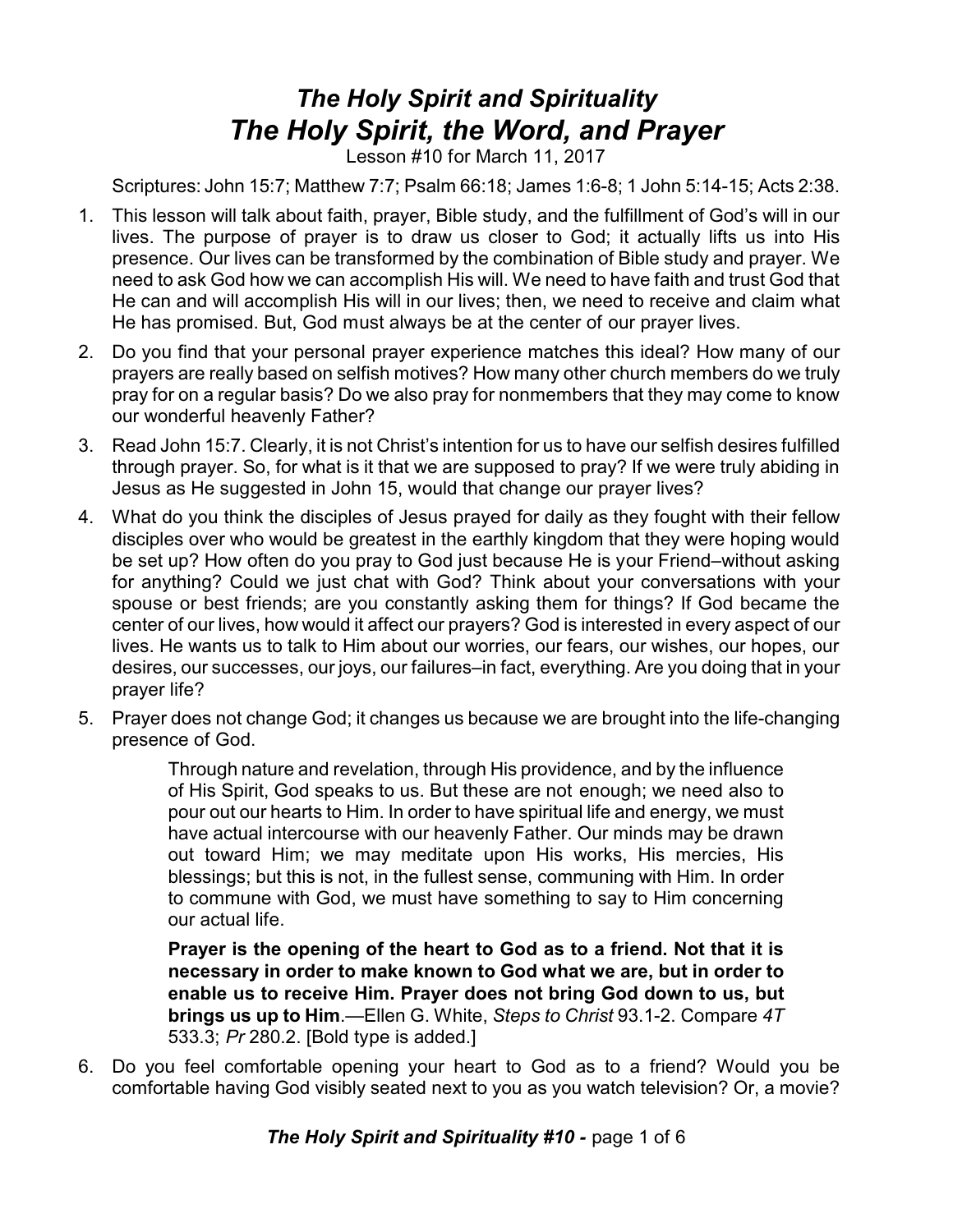# *The Holy Spirit and Spirituality*
# *The Holy Spirit, the Word, and Prayer*

Lesson #10 for March 11, 2017

Scriptures: John 15:7; Matthew 7:7; Psalm 66:18; James 1:6-8; 1 John 5:14-15; Acts 2:38.

1. This lesson will talk about faith, prayer, Bible study, and the fulfillment of God's will in our lives. The purpose of prayer is to draw us closer to God; it actually lifts us into His presence. Our lives can be transformed by the combination of Bible study and prayer. We need to ask God how we can accomplish His will. We need to have faith and trust God that He can and will accomplish His will in our lives; then, we need to receive and claim what He has promised. But, God must always be at the center of our prayer lives.
2. Do you find that your personal prayer experience matches this ideal? How many of our prayers are really based on selfish motives? How many other church members do we truly pray for on a regular basis? Do we also pray for nonmembers that they may come to know our wonderful heavenly Father?
3. Read John 15:7. Clearly, it is not Christ's intention for us to have our selfish desires fulfilled through prayer. So, for what is it that we are supposed to pray? If we were truly abiding in Jesus as He suggested in John 15, would that change our prayer lives?
4. What do you think the disciples of Jesus prayed for daily as they fought with their fellow disciples over who would be greatest in the earthly kingdom that they were hoping would be set up? How often do you pray to God just because He is your Friend–without asking for anything? Could we just chat with God? Think about your conversations with your spouse or best friends; are you constantly asking them for things? If God became the center of our lives, how would it affect our prayers? God is interested in every aspect of our lives. He wants us to talk to Him about our worries, our fears, our wishes, our hopes, our desires, our successes, our joys, our failures–in fact, everything. Are you doing that in your prayer life?
5. Prayer does not change God; it changes us because we are brought into the life-changing presence of God.

   > Through nature and revelation, through His providence, and by the influence of His Spirit, God speaks to us. But these are not enough; we need also to pour out our hearts to Him. In order to have spiritual life and energy, we must have actual intercourse with our heavenly Father. Our minds may be drawn out toward Him; we may meditate upon His works, His mercies, His blessings; but this is not, in the fullest sense, communing with Him. In order to commune with God, we must have something to say to Him concerning our actual life.
   >
   > **Prayer is the opening of the heart to God as to a friend. Not that it is necessary in order to make known to God what we are, but in order to enable us to receive Him. Prayer does not bring God down to us, but brings us up to Him**.—Ellen G. White, *Steps to Christ* 93.1-2. Compare *4T* 533.3; *Pr* 280.2. [Bold type is added.]

6. Do you feel comfortable opening your heart to God as to a friend? Would you be comfortable having God visibly seated next to you as you watch television? Or, a movie?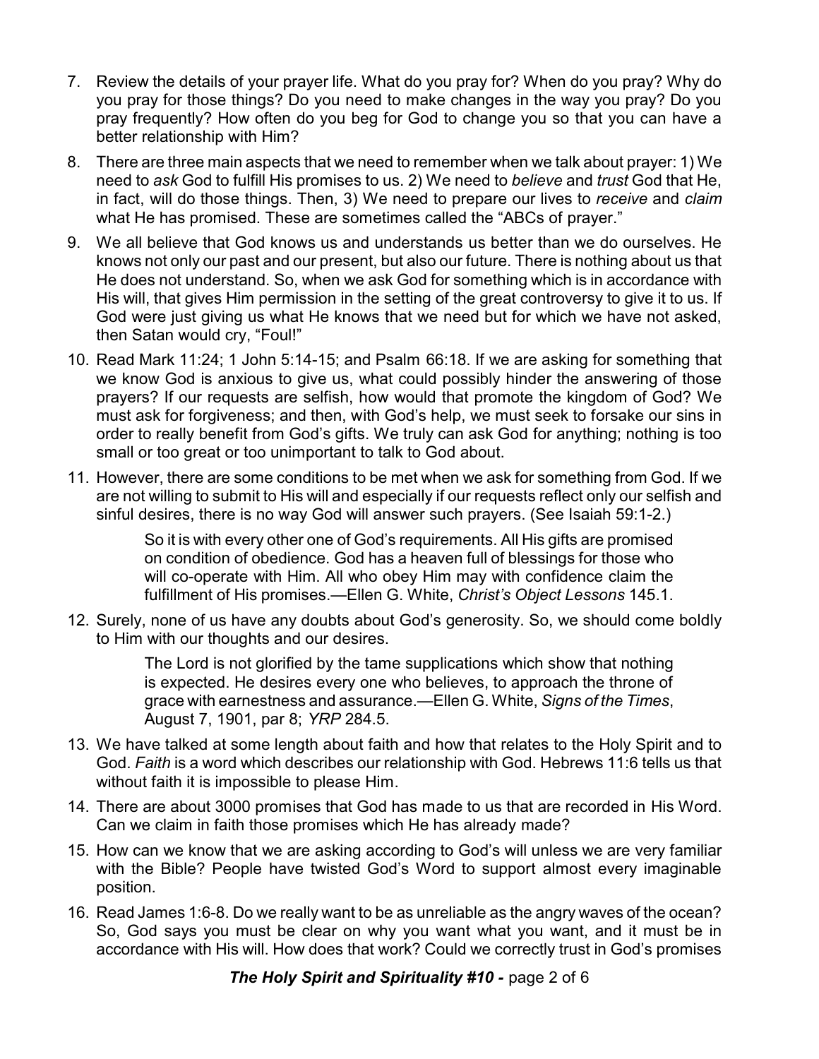7. Review the details of your prayer life. What do you pray for? When do you pray? Why do you pray for those things? Do you need to make changes in the way you pray? Do you pray frequently? How often do you beg for God to change you so that you can have a better relationship with Him?

8. There are three main aspects that we need to remember when we talk about prayer: 1) We need to *ask* God to fulfill His promises to us. 2) We need to *believe* and *trust* God that He, in fact, will do those things. Then, 3) We need to prepare our lives to *receive* and *claim* what He has promised. These are sometimes called the "ABCs of prayer."

9. We all believe that God knows us and understands us better than we do ourselves. He knows not only our past and our present, but also our future. There is nothing about us that He does not understand. So, when we ask God for something which is in accordance with His will, that gives Him permission in the setting of the great controversy to give it to us. If God were just giving us what He knows that we need but for which we have not asked, then Satan would cry, "Foul!"

10. Read Mark 11:24; 1 John 5:14-15; and Psalm 66:18. If we are asking for something that we know God is anxious to give us, what could possibly hinder the answering of those prayers? If our requests are selfish, how would that promote the kingdom of God? We must ask for forgiveness; and then, with God's help, we must seek to forsake our sins in order to really benefit from God's gifts. We truly can ask God for anything; nothing is too small or too great or too unimportant to talk to God about.

11. However, there are some conditions to be met when we ask for something from God. If we are not willing to submit to His will and especially if our requests reflect only our selfish and sinful desires, there is no way God will answer such prayers. (See Isaiah 59:1-2.)

    > So it is with every other one of God's requirements. All His gifts are promised on condition of obedience. God has a heaven full of blessings for those who will co-operate with Him. All who obey Him may with confidence claim the fulfillment of His promises.—Ellen G. White, *Christ's Object Lessons* 145.1.

12. Surely, none of us have any doubts about God's generosity. So, we should come boldly to Him with our thoughts and our desires.

    > The Lord is not glorified by the tame supplications which show that nothing is expected. He desires every one who believes, to approach the throne of grace with earnestness and assurance.—Ellen G. White, *Signs of the Times*, August 7, 1901, par 8; *YRP* 284.5.

13. We have talked at some length about faith and how that relates to the Holy Spirit and to God. *Faith* is a word which describes our relationship with God. Hebrews 11:6 tells us that without faith it is impossible to please Him.

14. There are about 3000 promises that God has made to us that are recorded in His Word. Can we claim in faith those promises which He has already made?

15. How can we know that we are asking according to God's will unless we are very familiar with the Bible? People have twisted God's Word to support almost every imaginable position.

16. Read James 1:6-8. Do we really want to be as unreliable as the angry waves of the ocean? So, God says you must be clear on why you want what you want, and it must be in accordance with His will. How does that work? Could we correctly trust in God's promises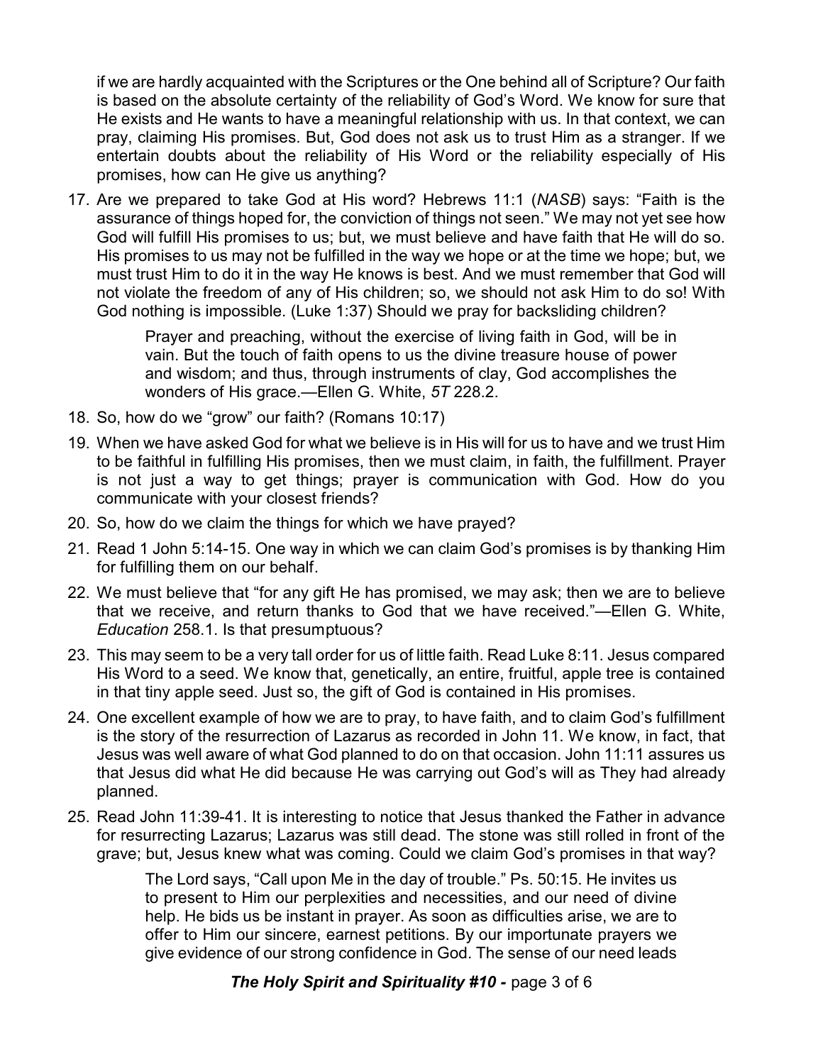if we are hardly acquainted with the Scriptures or the One behind all of Scripture? Our faith is based on the absolute certainty of the reliability of God's Word. We know for sure that He exists and He wants to have a meaningful relationship with us. In that context, we can pray, claiming His promises. But, God does not ask us to trust Him as a stranger. If we entertain doubts about the reliability of His Word or the reliability especially of His promises, how can He give us anything?

17. Are we prepared to take God at His word? Hebrews 11:1 (*NASB*) says: "Faith is the assurance of things hoped for, the conviction of things not seen." We may not yet see how God will fulfill His promises to us; but, we must believe and have faith that He will do so. His promises to us may not be fulfilled in the way we hope or at the time we hope; but, we must trust Him to do it in the way He knows is best. And we must remember that God will not violate the freedom of any of His children; so, we should not ask Him to do so! With God nothing is impossible. (Luke 1:37) Should we pray for backsliding children?

> Prayer and preaching, without the exercise of living faith in God, will be in vain. But the touch of faith opens to us the divine treasure house of power and wisdom; and thus, through instruments of clay, God accomplishes the wonders of His grace.—Ellen G. White, *5T* 228.2.

18. So, how do we "grow" our faith? (Romans 10:17)
19. When we have asked God for what we believe is in His will for us to have and we trust Him to be faithful in fulfilling His promises, then we must claim, in faith, the fulfillment. Prayer is not just a way to get things; prayer is communication with God. How do you communicate with your closest friends?
20. So, how do we claim the things for which we have prayed?
21. Read 1 John 5:14-15. One way in which we can claim God's promises is by thanking Him for fulfilling them on our behalf.
22. We must believe that "for any gift He has promised, we may ask; then we are to believe that we receive, and return thanks to God that we have received."—Ellen G. White, *Education* 258.1. Is that presumptuous?
23. This may seem to be a very tall order for us of little faith. Read Luke 8:11. Jesus compared His Word to a seed. We know that, genetically, an entire, fruitful, apple tree is contained in that tiny apple seed. Just so, the gift of God is contained in His promises.
24. One excellent example of how we are to pray, to have faith, and to claim God's fulfillment is the story of the resurrection of Lazarus as recorded in John 11. We know, in fact, that Jesus was well aware of what God planned to do on that occasion. John 11:11 assures us that Jesus did what He did because He was carrying out God's will as They had already planned.
25. Read John 11:39-41. It is interesting to notice that Jesus thanked the Father in advance for resurrecting Lazarus; Lazarus was still dead. The stone was still rolled in front of the grave; but, Jesus knew what was coming. Could we claim God's promises in that way?

> The Lord says, "Call upon Me in the day of trouble." Ps. 50:15. He invites us to present to Him our perplexities and necessities, and our need of divine help. He bids us be instant in prayer. As soon as difficulties arise, we are to offer to Him our sincere, earnest petitions. By our importunate prayers we give evidence of our strong confidence in God. The sense of our need leads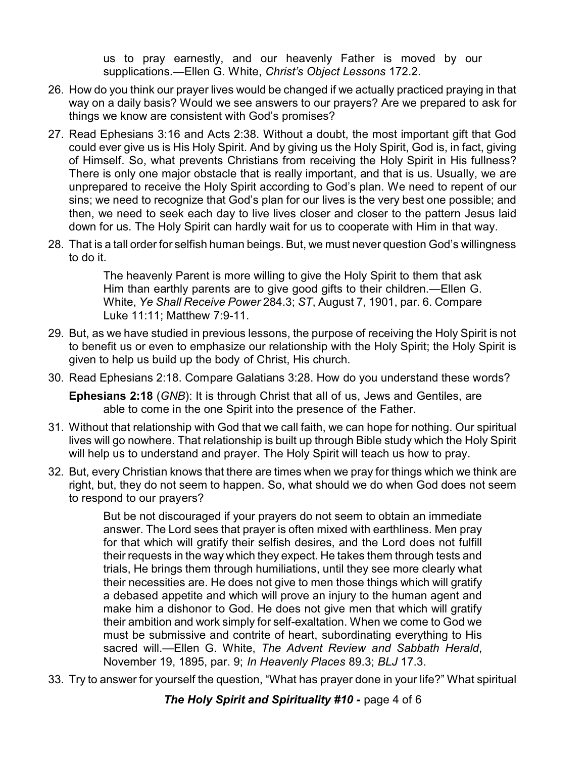us to pray earnestly, and our heavenly Father is moved by our supplications.—Ellen G. White, *Christ's Object Lessons* 172.2.

26. How do you think our prayer lives would be changed if we actually practiced praying in that way on a daily basis? Would we see answers to our prayers? Are we prepared to ask for things we know are consistent with God's promises?

27. Read Ephesians 3:16 and Acts 2:38. Without a doubt, the most important gift that God could ever give us is His Holy Spirit. And by giving us the Holy Spirit, God is, in fact, giving of Himself. So, what prevents Christians from receiving the Holy Spirit in His fullness? There is only one major obstacle that is really important, and that is us. Usually, we are unprepared to receive the Holy Spirit according to God's plan. We need to repent of our sins; we need to recognize that God's plan for our lives is the very best one possible; and then, we need to seek each day to live lives closer and closer to the pattern Jesus laid down for us. The Holy Spirit can hardly wait for us to cooperate with Him in that way.

28. That is a tall order for selfish human beings. But, we must never question God's willingness to do it.

    > The heavenly Parent is more willing to give the Holy Spirit to them that ask Him than earthly parents are to give good gifts to their children.—Ellen G. White, *Ye Shall Receive Power* 284.3; *ST*, August 7, 1901, par. 6. Compare Luke 11:11; Matthew 7:9-11.

29. But, as we have studied in previous lessons, the purpose of receiving the Holy Spirit is not to benefit us or even to emphasize our relationship with the Holy Spirit; the Holy Spirit is given to help us build up the body of Christ, His church.

30. Read Ephesians 2:18. Compare Galatians 3:28. How do you understand these words?

    **Ephesians 2:18** (*GNB*): It is through Christ that all of us, Jews and Gentiles, are able to come in the one Spirit into the presence of the Father.

31. Without that relationship with God that we call faith, we can hope for nothing. Our spiritual lives will go nowhere. That relationship is built up through Bible study which the Holy Spirit will help us to understand and prayer. The Holy Spirit will teach us how to pray.

32. But, every Christian knows that there are times when we pray for things which we think are right, but, they do not seem to happen. So, what should we do when God does not seem to respond to our prayers?

    > But be not discouraged if your prayers do not seem to obtain an immediate answer. The Lord sees that prayer is often mixed with earthliness. Men pray for that which will gratify their selfish desires, and the Lord does not fulfill their requests in the way which they expect. He takes them through tests and trials, He brings them through humiliations, until they see more clearly what their necessities are. He does not give to men those things which will gratify a debased appetite and which will prove an injury to the human agent and make him a dishonor to God. He does not give men that which will gratify their ambition and work simply for self-exaltation. When we come to God we must be submissive and contrite of heart, subordinating everything to His sacred will.—Ellen G. White, *The Advent Review and Sabbath Herald*, November 19, 1895, par. 9; *In Heavenly Places* 89.3; *BLJ* 17.3.

33. Try to answer for yourself the question, "What has prayer done in your life?" What spiritual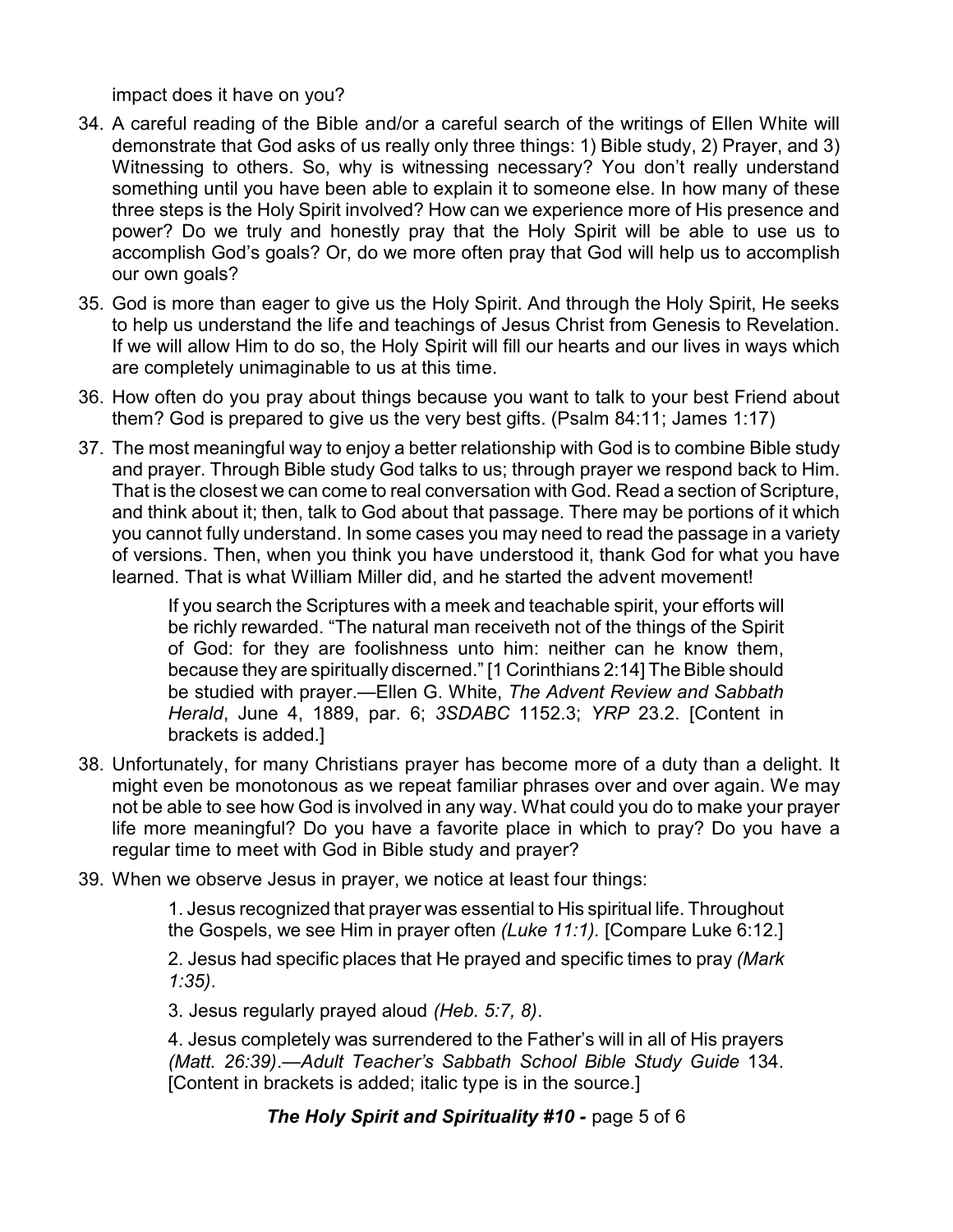impact does it have on you?

34. A careful reading of the Bible and/or a careful search of the writings of Ellen White will demonstrate that God asks of us really only three things: 1) Bible study, 2) Prayer, and 3) Witnessing to others. So, why is witnessing necessary? You don't really understand something until you have been able to explain it to someone else. In how many of these three steps is the Holy Spirit involved? How can we experience more of His presence and power? Do we truly and honestly pray that the Holy Spirit will be able to use us to accomplish God's goals? Or, do we more often pray that God will help us to accomplish our own goals?

35. God is more than eager to give us the Holy Spirit. And through the Holy Spirit, He seeks to help us understand the life and teachings of Jesus Christ from Genesis to Revelation. If we will allow Him to do so, the Holy Spirit will fill our hearts and our lives in ways which are completely unimaginable to us at this time.

36. How often do you pray about things because you want to talk to your best Friend about them? God is prepared to give us the very best gifts. (Psalm 84:11; James 1:17)

37. The most meaningful way to enjoy a better relationship with God is to combine Bible study and prayer. Through Bible study God talks to us; through prayer we respond back to Him. That is the closest we can come to real conversation with God. Read a section of Scripture, and think about it; then, talk to God about that passage. There may be portions of it which you cannot fully understand. In some cases you may need to read the passage in a variety of versions. Then, when you think you have understood it, thank God for what you have learned. That is what William Miller did, and he started the advent movement!

> If you search the Scriptures with a meek and teachable spirit, your efforts will be richly rewarded. "The natural man receiveth not of the things of the Spirit of God: for they are foolishness unto him: neither can he know them, because they are spiritually discerned." [1 Corinthians 2:14] The Bible should be studied with prayer.—Ellen G. White, *The Advent Review and Sabbath Herald*, June 4, 1889, par. 6; *3SDABC* 1152.3; *YRP* 23.2. [Content in brackets is added.]

38. Unfortunately, for many Christians prayer has become more of a duty than a delight. It might even be monotonous as we repeat familiar phrases over and over again. We may not be able to see how God is involved in any way. What could you do to make your prayer life more meaningful? Do you have a favorite place in which to pray? Do you have a regular time to meet with God in Bible study and prayer?

39. When we observe Jesus in prayer, we notice at least four things:

> 1. Jesus recognized that prayer was essential to His spiritual life. Throughout the Gospels, we see Him in prayer often *(Luke 11:1).* [Compare Luke 6:12.]
>
> 2. Jesus had specific places that He prayed and specific times to pray *(Mark 1:35)*.
>
> 3. Jesus regularly prayed aloud *(Heb. 5:7, 8)*.
>
> 4. Jesus completely was surrendered to the Father's will in all of His prayers *(Matt. 26:39)*.—*Adult Teacher's Sabbath School Bible Study Guide* 134. [Content in brackets is added; italic type is in the source.]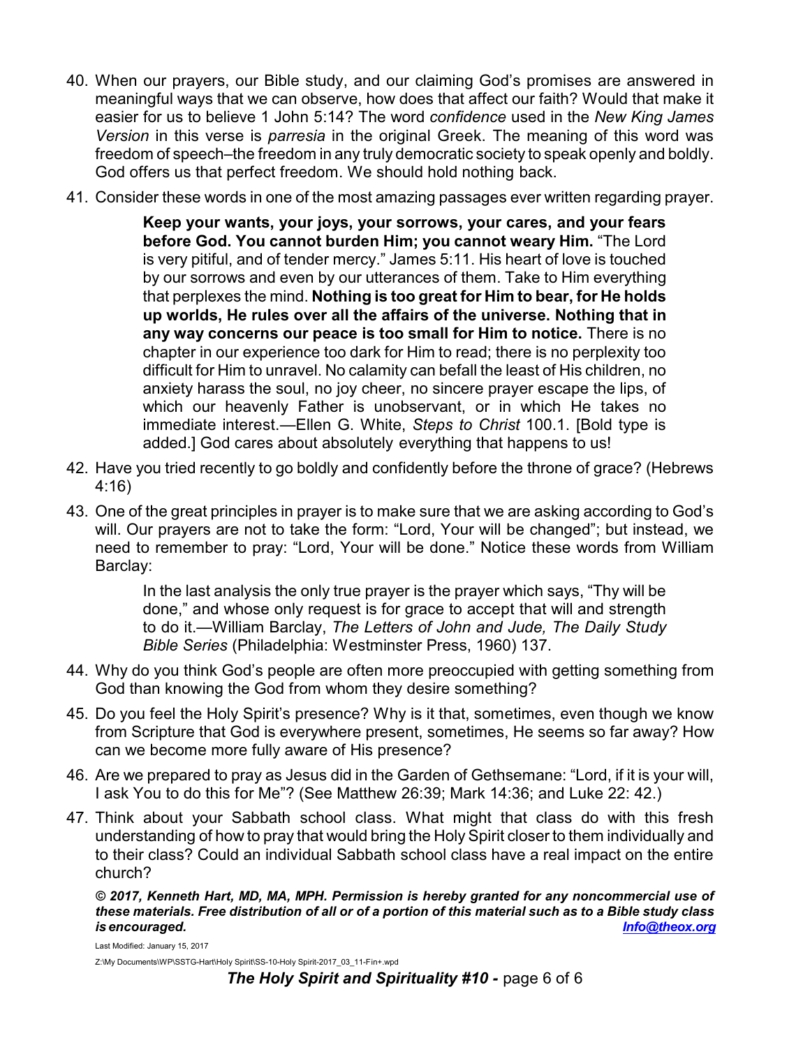40. When our prayers, our Bible study, and our claiming God's promises are answered in meaningful ways that we can observe, how does that affect our faith? Would that make it easier for us to believe 1 John 5:14? The word *confidence* used in the *New King James Version* in this verse is *parresia* in the original Greek. The meaning of this word was freedom of speech–the freedom in any truly democratic society to speak openly and boldly. God offers us that perfect freedom. We should hold nothing back.

41. Consider these words in one of the most amazing passages ever written regarding prayer.

> **Keep your wants, your joys, your sorrows, your cares, and your fears before God. You cannot burden Him; you cannot weary Him.** "The Lord is very pitiful, and of tender mercy." James 5:11. His heart of love is touched by our sorrows and even by our utterances of them. Take to Him everything that perplexes the mind. **Nothing is too great for Him to bear, for He holds up worlds, He rules over all the affairs of the universe. Nothing that in any way concerns our peace is too small for Him to notice.** There is no chapter in our experience too dark for Him to read; there is no perplexity too difficult for Him to unravel. No calamity can befall the least of His children, no anxiety harass the soul, no joy cheer, no sincere prayer escape the lips, of which our heavenly Father is unobservant, or in which He takes no immediate interest.—Ellen G. White, *Steps to Christ* 100.1. [Bold type is added.] God cares about absolutely everything that happens to us!

42. Have you tried recently to go boldly and confidently before the throne of grace? (Hebrews 4:16)

43. One of the great principles in prayer is to make sure that we are asking according to God's will. Our prayers are not to take the form: "Lord, Your will be changed"; but instead, we need to remember to pray: "Lord, Your will be done." Notice these words from William Barclay:

> In the last analysis the only true prayer is the prayer which says, "Thy will be done," and whose only request is for grace to accept that will and strength to do it.—William Barclay, *The Letters of John and Jude, The Daily Study Bible Series* (Philadelphia: Westminster Press, 1960) 137.

44. Why do you think God's people are often more preoccupied with getting something from God than knowing the God from whom they desire something?

45. Do you feel the Holy Spirit's presence? Why is it that, sometimes, even though we know from Scripture that God is everywhere present, sometimes, He seems so far away? How can we become more fully aware of His presence?

46. Are we prepared to pray as Jesus did in the Garden of Gethsemane: "Lord, if it is your will, I ask You to do this for Me"? (See Matthew 26:39; Mark 14:36; and Luke 22: 42.)

47. Think about your Sabbath school class. What might that class do with this fresh understanding of how to pray that would bring the Holy Spirit closer to them individually and to their class? Could an individual Sabbath school class have a real impact on the entire church?

***© 2017, Kenneth Hart, MD, MA, MPH. Permission is hereby granted for any noncommercial use of these materials. Free distribution of all or of a portion of this material such as to a Bible study class is encouraged.*** ***Info@theox.org***

Last Modified: January 15, 2017

Z:\My Documents\WP\SSTG-Hart\Holy Spirit\SS-10-Holy Spirit-2017_03_11-Fin+.wpd